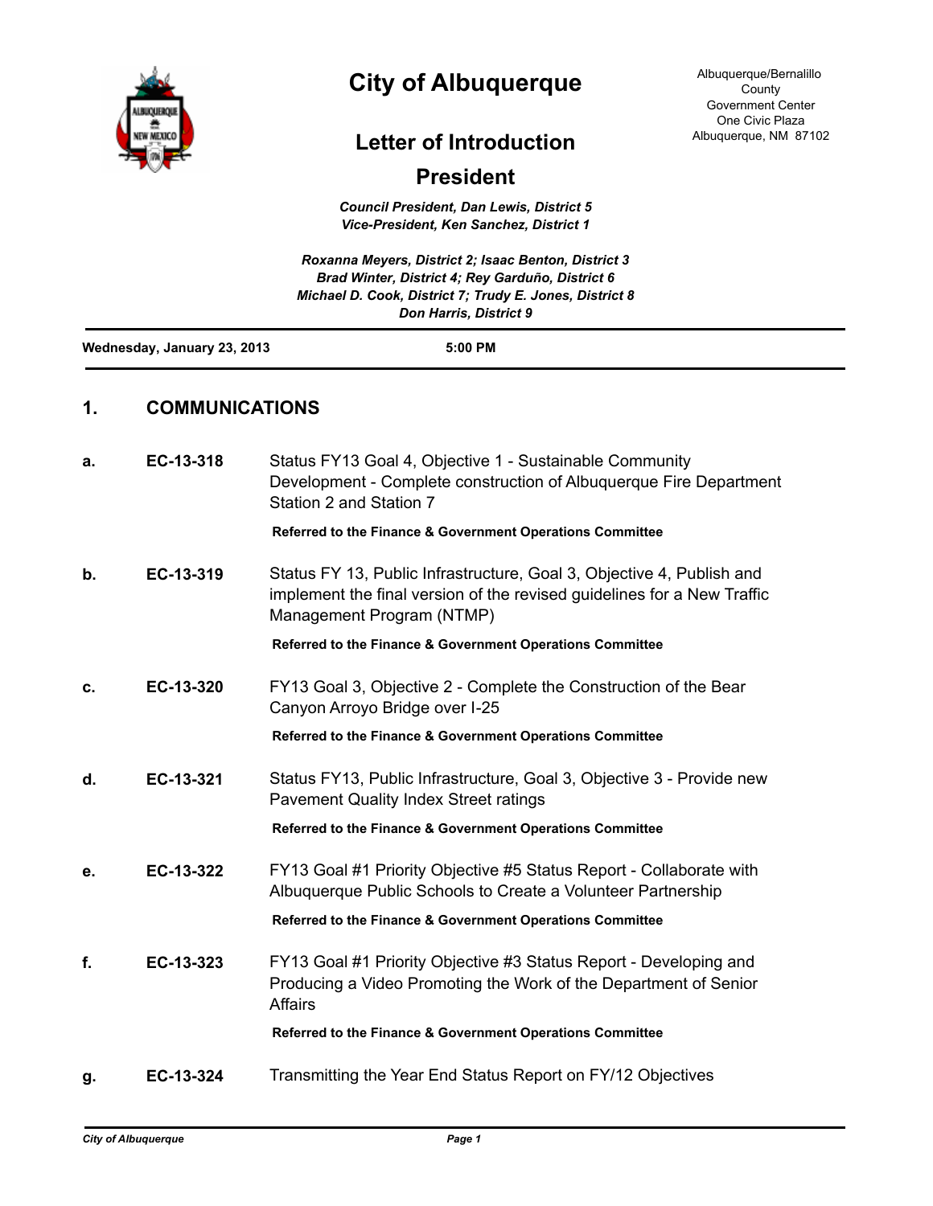# City of Albuquerque

Albuquerque/Bernalillo County
Government Center
One Civic Plaza
Albuquerque, NM 87102

## Letter of Introduction

## President

***Council President, Dan Lewis, District 5***
***Vice-President, Ken Sanchez, District 1***

***Roxanna Meyers, District 2; Isaac Benton, District 3***
***Brad Winter, District 4; Rey Garduño, District 6***
***Michael D. Cook, District 7; Trudy E. Jones, District 8***
***Don Harris, District 9***

**Wednesday, January 23, 2013** **5:00 PM**

## 1. COMMUNICATIONS

**a.** **EC-13-318** Status FY13 Goal 4, Objective 1 - Sustainable Community Development - Complete construction of Albuquerque Fire Department Station 2 and Station 7

**Referred to the Finance & Government Operations Committee**

**b.** **EC-13-319** Status FY 13, Public Infrastructure, Goal 3, Objective 4, Publish and implement the final version of the revised guidelines for a New Traffic Management Program (NTMP)

**Referred to the Finance & Government Operations Committee**

**c.** **EC-13-320** FY13 Goal 3, Objective 2 - Complete the Construction of the Bear Canyon Arroyo Bridge over I-25

**Referred to the Finance & Government Operations Committee**

**d.** **EC-13-321** Status FY13, Public Infrastructure, Goal 3, Objective 3 - Provide new Pavement Quality Index Street ratings

**Referred to the Finance & Government Operations Committee**

**e.** **EC-13-322** FY13 Goal #1 Priority Objective #5 Status Report - Collaborate with Albuquerque Public Schools to Create a Volunteer Partnership

**Referred to the Finance & Government Operations Committee**

**f.** **EC-13-323** FY13 Goal #1 Priority Objective #3 Status Report - Developing and Producing a Video Promoting the Work of the Department of Senior Affairs

**Referred to the Finance & Government Operations Committee**

**g.** **EC-13-324** Transmitting the Year End Status Report on FY/12 Objectives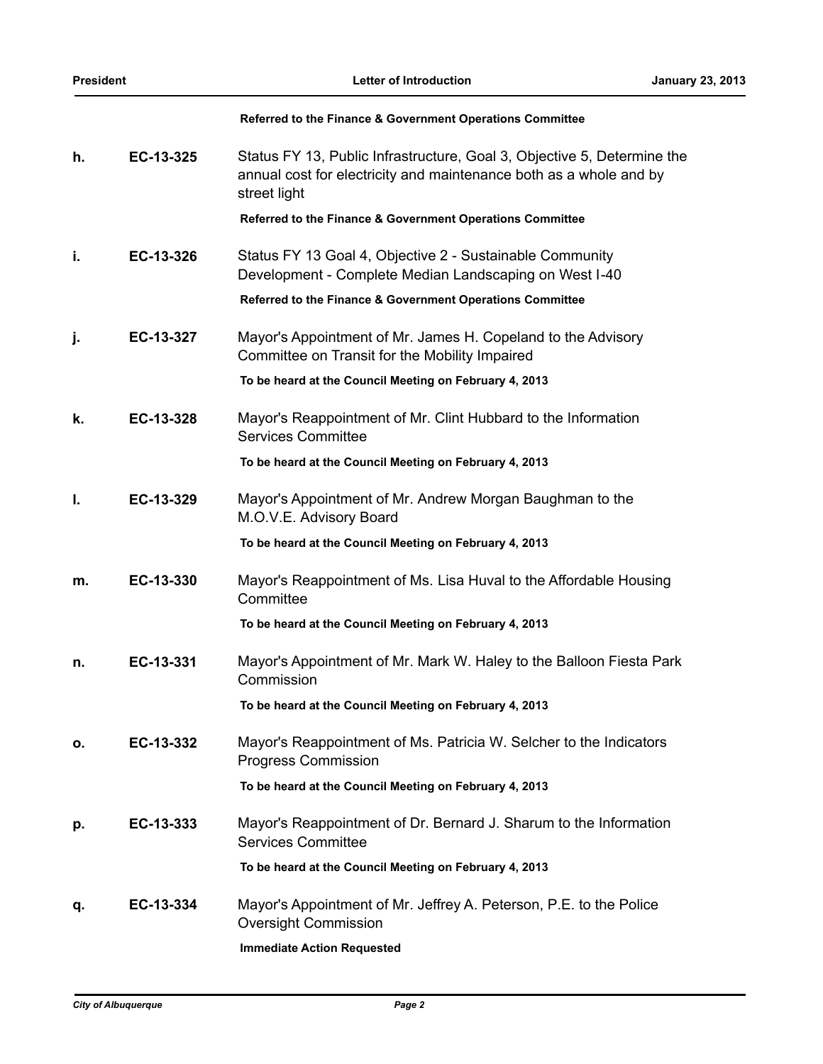**Referred to the Finance & Government Operations Committee**

**h.** **EC-13-325** Status FY 13, Public Infrastructure, Goal 3, Objective 5, Determine the annual cost for electricity and maintenance both as a whole and by street light

**Referred to the Finance & Government Operations Committee**

**i.** **EC-13-326** Status FY 13 Goal 4, Objective 2 - Sustainable Community Development - Complete Median Landscaping on West I-40

**Referred to the Finance & Government Operations Committee**

**j.** **EC-13-327** Mayor's Appointment of Mr. James H. Copeland to the Advisory Committee on Transit for the Mobility Impaired

**To be heard at the Council Meeting on February 4, 2013**

**k.** **EC-13-328** Mayor's Reappointment of Mr. Clint Hubbard to the Information Services Committee

**To be heard at the Council Meeting on February 4, 2013**

**l.** **EC-13-329** Mayor's Appointment of Mr. Andrew Morgan Baughman to the M.O.V.E. Advisory Board

**To be heard at the Council Meeting on February 4, 2013**

**m.** **EC-13-330** Mayor's Reappointment of Ms. Lisa Huval to the Affordable Housing Committee

**To be heard at the Council Meeting on February 4, 2013**

**n.** **EC-13-331** Mayor's Appointment of Mr. Mark W. Haley to the Balloon Fiesta Park Commission

**To be heard at the Council Meeting on February 4, 2013**

**o.** **EC-13-332** Mayor's Reappointment of Ms. Patricia W. Selcher to the Indicators Progress Commission

**To be heard at the Council Meeting on February 4, 2013**

**p.** **EC-13-333** Mayor's Reappointment of Dr. Bernard J. Sharum to the Information Services Committee

**To be heard at the Council Meeting on February 4, 2013**

**q.** **EC-13-334** Mayor's Appointment of Mr. Jeffrey A. Peterson, P.E. to the Police Oversight Commission

**Immediate Action Requested**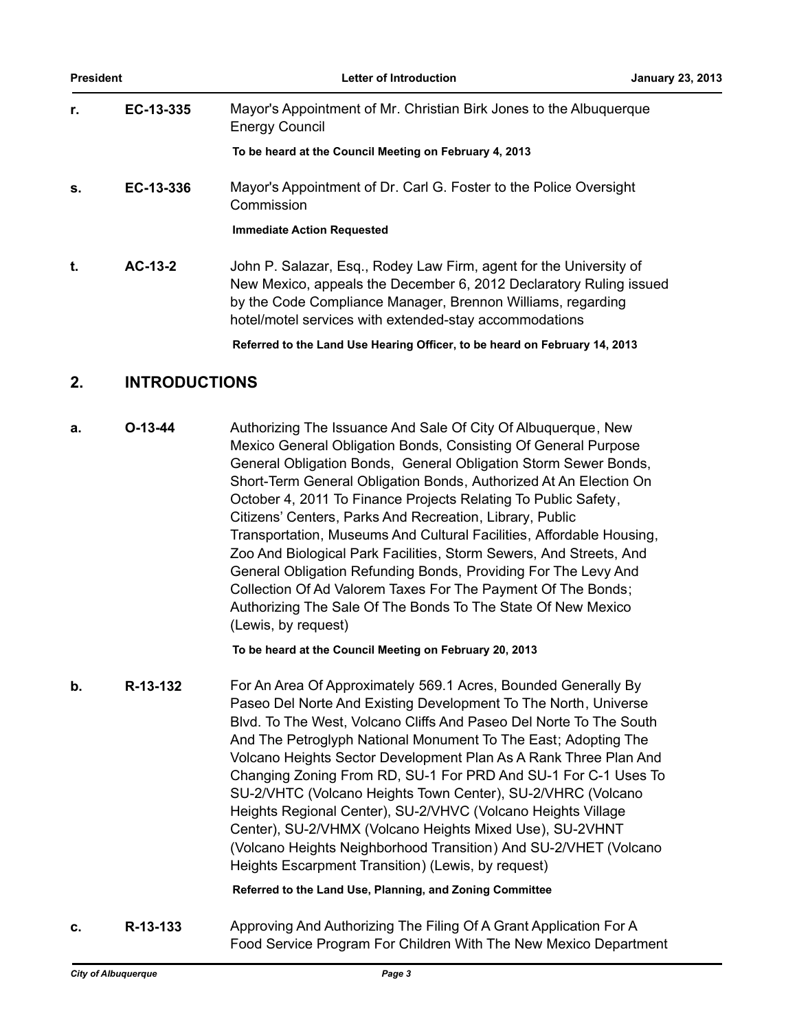**r.** **EC-13-335** Mayor's Appointment of Mr. Christian Birk Jones to the Albuquerque Energy Council

**To be heard at the Council Meeting on February 4, 2013**

**s.** **EC-13-336** Mayor's Appointment of Dr. Carl G. Foster to the Police Oversight Commission

**Immediate Action Requested**

**t.** **AC-13-2** John P. Salazar, Esq., Rodey Law Firm, agent for the University of New Mexico, appeals the December 6, 2012 Declaratory Ruling issued by the Code Compliance Manager, Brennon Williams, regarding hotel/motel services with extended-stay accommodations

**Referred to the Land Use Hearing Officer, to be heard on February 14, 2013**

## 2. INTRODUCTIONS

**a.** **O-13-44** Authorizing The Issuance And Sale Of City Of Albuquerque, New Mexico General Obligation Bonds, Consisting Of General Purpose General Obligation Bonds, General Obligation Storm Sewer Bonds, Short-Term General Obligation Bonds, Authorized At An Election On October 4, 2011 To Finance Projects Relating To Public Safety, Citizens' Centers, Parks And Recreation, Library, Public Transportation, Museums And Cultural Facilities, Affordable Housing, Zoo And Biological Park Facilities, Storm Sewers, And Streets, And General Obligation Refunding Bonds, Providing For The Levy And Collection Of Ad Valorem Taxes For The Payment Of The Bonds; Authorizing The Sale Of The Bonds To The State Of New Mexico (Lewis, by request)

**To be heard at the Council Meeting on February 20, 2013**

**b.** **R-13-132** For An Area Of Approximately 569.1 Acres, Bounded Generally By Paseo Del Norte And Existing Development To The North, Universe Blvd. To The West, Volcano Cliffs And Paseo Del Norte To The South And The Petroglyph National Monument To The East; Adopting The Volcano Heights Sector Development Plan As A Rank Three Plan And Changing Zoning From RD, SU-1 For PRD And SU-1 For C-1 Uses To SU-2/VHTC (Volcano Heights Town Center), SU-2/VHRC (Volcano Heights Regional Center), SU-2/VHVC (Volcano Heights Village Center), SU-2/VHMX (Volcano Heights Mixed Use), SU-2VHNT (Volcano Heights Neighborhood Transition) And SU-2/VHET (Volcano Heights Escarpment Transition) (Lewis, by request)

**Referred to the Land Use, Planning, and Zoning Committee**

**c.** **R-13-133** Approving And Authorizing The Filing Of A Grant Application For A Food Service Program For Children With The New Mexico Department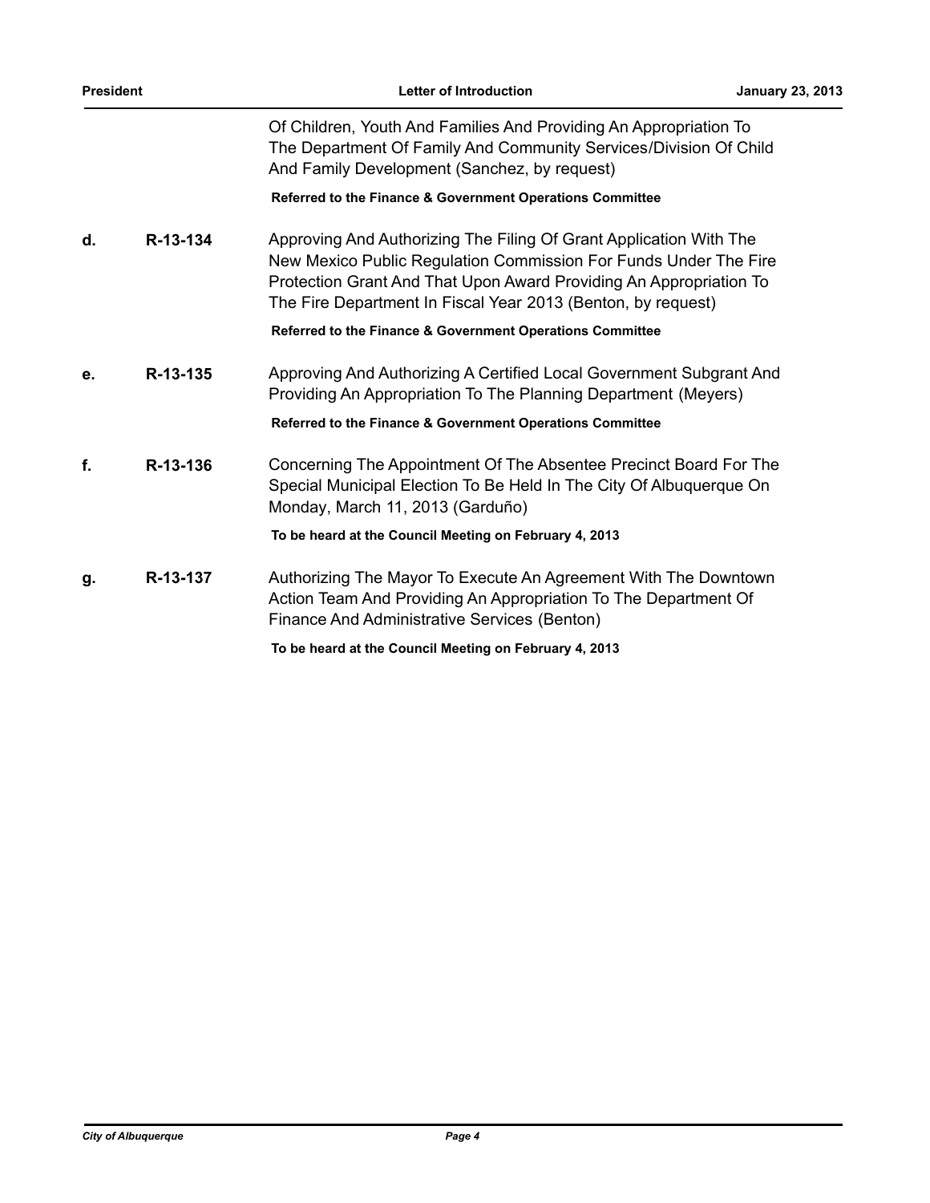Of Children, Youth And Families And Providing An Appropriation To The Department Of Family And Community Services/Division Of Child And Family Development (Sanchez, by request)

**Referred to the Finance & Government Operations Committee**

**d.** **R-13-134** Approving And Authorizing The Filing Of Grant Application With The New Mexico Public Regulation Commission For Funds Under The Fire Protection Grant And That Upon Award Providing An Appropriation To The Fire Department In Fiscal Year 2013 (Benton, by request)

**Referred to the Finance & Government Operations Committee**

**e.** **R-13-135** Approving And Authorizing A Certified Local Government Subgrant And Providing An Appropriation To The Planning Department (Meyers)

**Referred to the Finance & Government Operations Committee**

**f.** **R-13-136** Concerning The Appointment Of The Absentee Precinct Board For The Special Municipal Election To Be Held In The City Of Albuquerque On Monday, March 11, 2013 (Garduño)

**To be heard at the Council Meeting on February 4, 2013**

**g.** **R-13-137** Authorizing The Mayor To Execute An Agreement With The Downtown Action Team And Providing An Appropriation To The Department Of Finance And Administrative Services (Benton)

**To be heard at the Council Meeting on February 4, 2013**